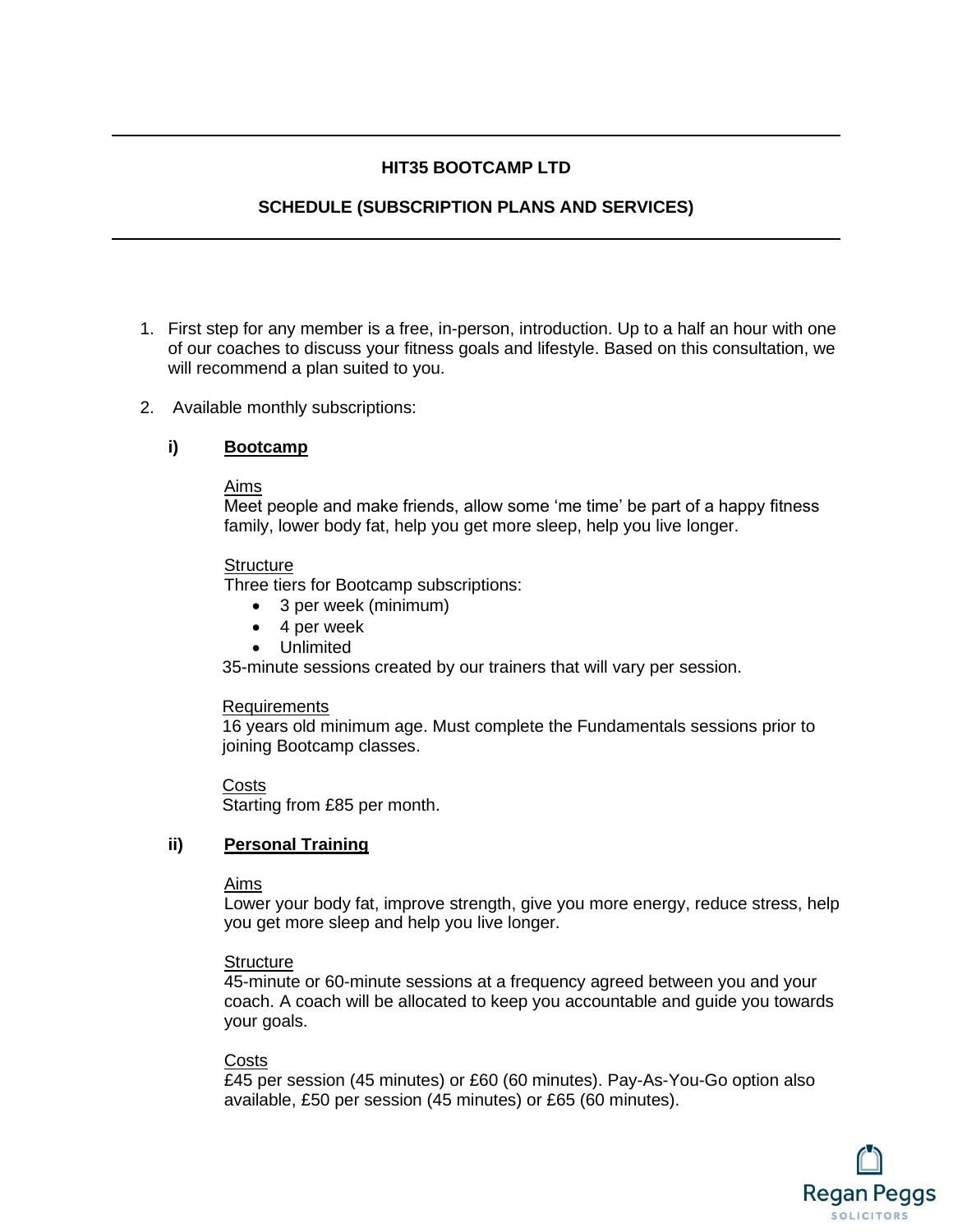**HIT35 BOOTCAMP LTD**

**SCHEDULE (SUBSCRIPTION PLANS AND SERVICES)**

1. First step for any member is a free, in-person, introduction. Up to a half an hour with one of our coaches to discuss your fitness goals and lifestyle. Based on this consultation, we will recommend a plan suited to you.

2. Available monthly subscriptions:

**i) Bootcamp**

Aims
Meet people and make friends, allow some 'me time' be part of a happy fitness family, lower body fat, help you get more sleep, help you live longer.

Structure
Three tiers for Bootcamp subscriptions:

- 3 per week (minimum)
- 4 per week
- Unlimited

35-minute sessions created by our trainers that will vary per session.

Requirements
16 years old minimum age. Must complete the Fundamentals sessions prior to joining Bootcamp classes.

Costs
Starting from £85 per month.

**ii) Personal Training**

Aims
Lower your body fat, improve strength, give you more energy, reduce stress, help you get more sleep and help you live longer.

Structure
45-minute or 60-minute sessions at a frequency agreed between you and your coach. A coach will be allocated to keep you accountable and guide you towards your goals.

Costs
£45 per session (45 minutes) or £60 (60 minutes). Pay-As-You-Go option also available, £50 per session (45 minutes) or £65 (60 minutes).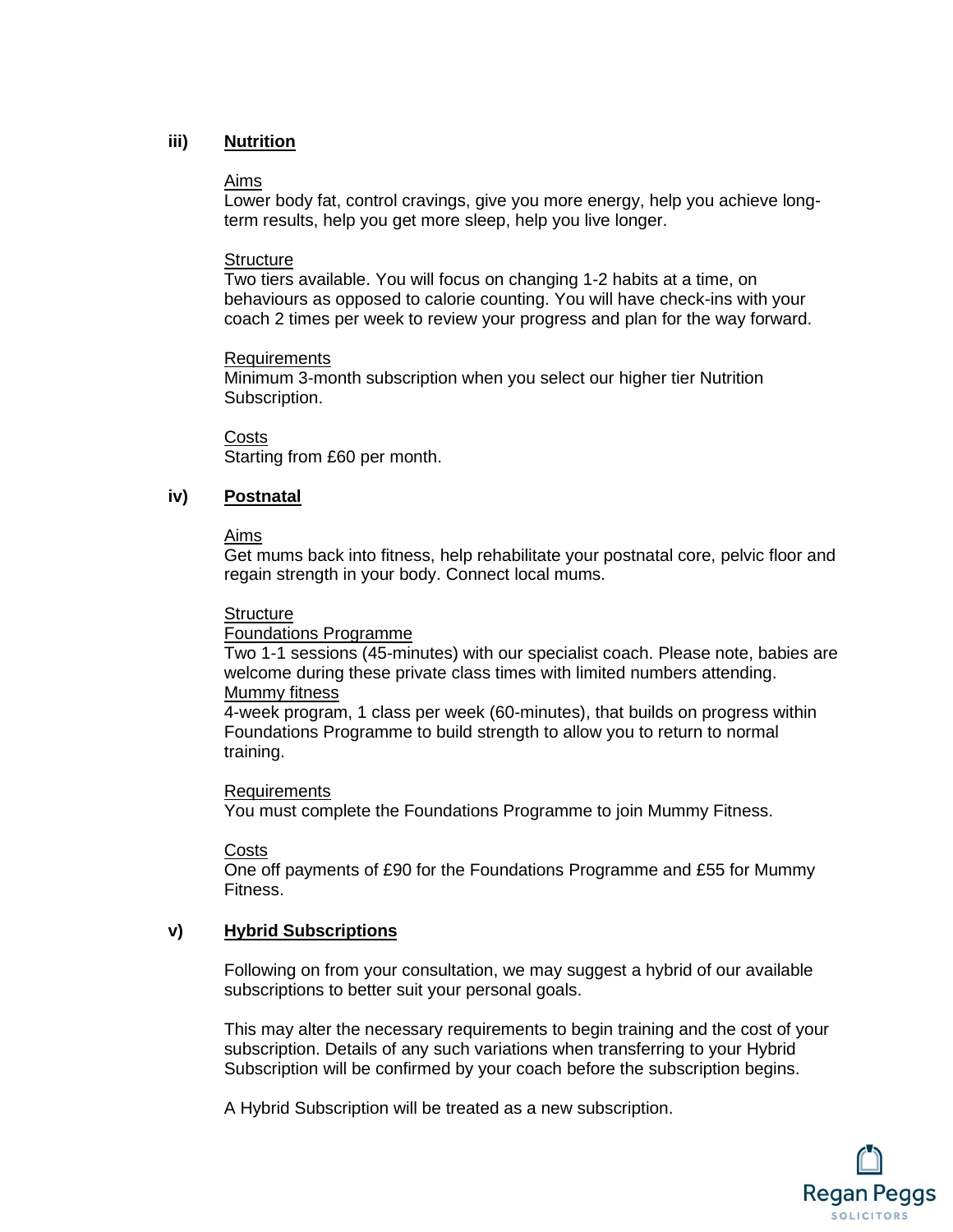### iii) Nutrition

Aims
Lower body fat, control cravings, give you more energy, help you achieve long-term results, help you get more sleep, help you live longer.

Structure
Two tiers available. You will focus on changing 1-2 habits at a time, on behaviours as opposed to calorie counting. You will have check-ins with your coach 2 times per week to review your progress and plan for the way forward.

Requirements
Minimum 3-month subscription when you select our higher tier Nutrition Subscription.

Costs
Starting from £60 per month.

### iv) Postnatal

Aims
Get mums back into fitness, help rehabilitate your postnatal core, pelvic floor and regain strength in your body. Connect local mums.

Structure
Foundations Programme
Two 1-1 sessions (45-minutes) with our specialist coach. Please note, babies are welcome during these private class times with limited numbers attending.
Mummy fitness
4-week program, 1 class per week (60-minutes), that builds on progress within Foundations Programme to build strength to allow you to return to normal training.

Requirements
You must complete the Foundations Programme to join Mummy Fitness.

Costs
One off payments of £90 for the Foundations Programme and £55 for Mummy Fitness.

### v) Hybrid Subscriptions

Following on from your consultation, we may suggest a hybrid of our available subscriptions to better suit your personal goals.

This may alter the necessary requirements to begin training and the cost of your subscription. Details of any such variations when transferring to your Hybrid Subscription will be confirmed by your coach before the subscription begins.

A Hybrid Subscription will be treated as a new subscription.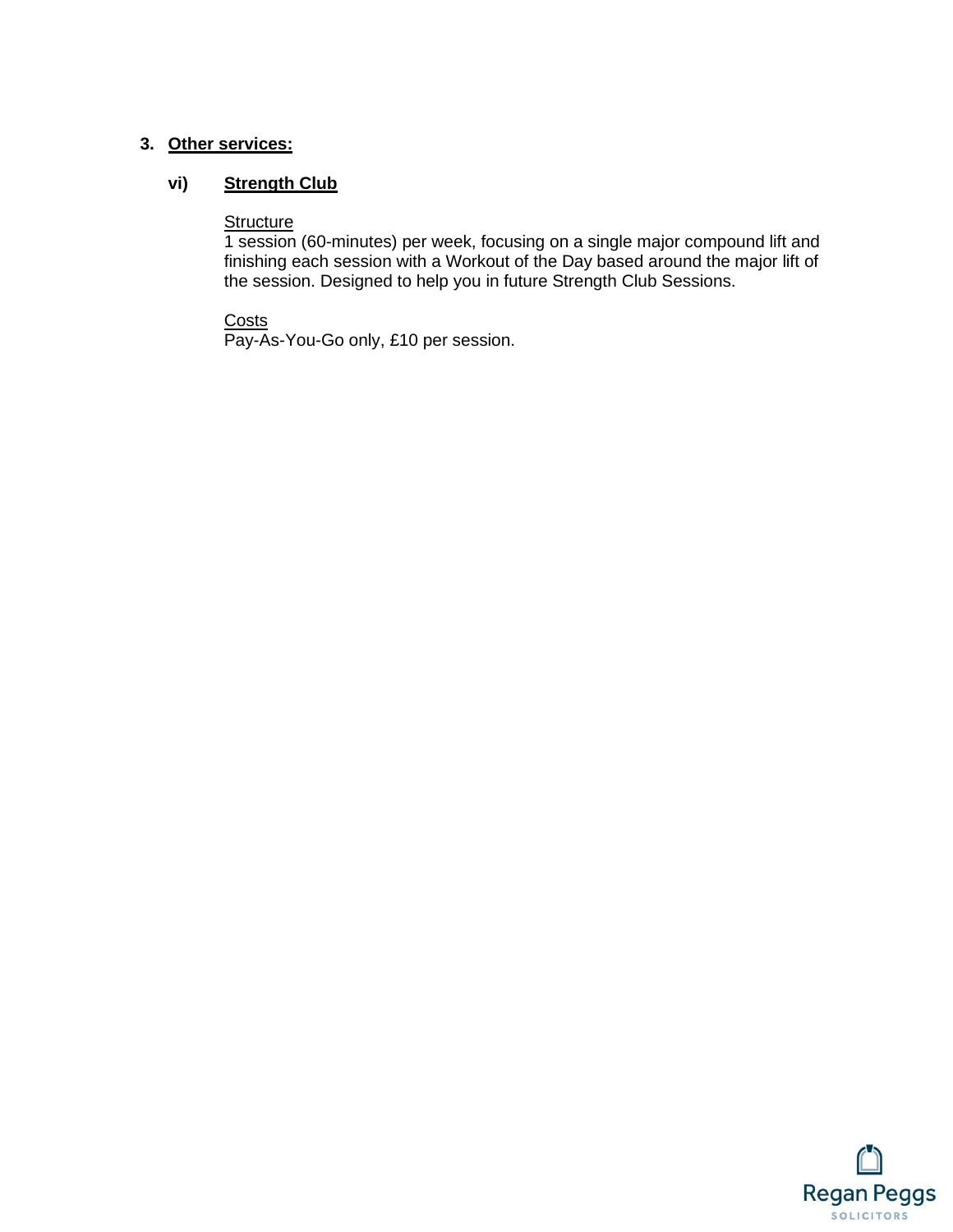## 3. **Other services:**

### vi) **Strength Club**

Structure
1 session (60-minutes) per week, focusing on a single major compound lift and finishing each session with a Workout of the Day based around the major lift of the session. Designed to help you in future Strength Club Sessions.

Costs
Pay-As-You-Go only, £10 per session.